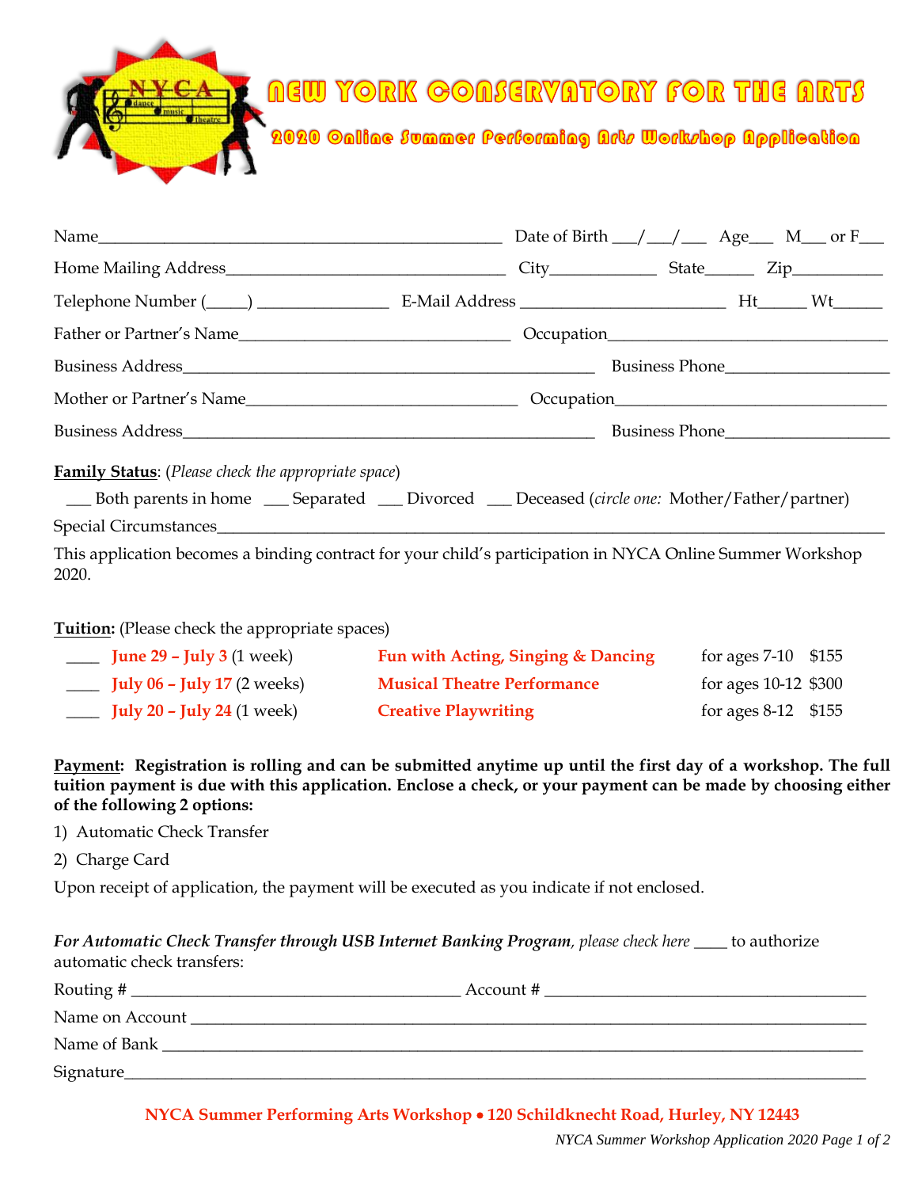# NEW YORK CONSERVATORY FOR THE ARTS

## 2020 Online Summer Performing Arts Workshop Application

Name_______________________________________________ Date of Birth ___/___/___ Age___ M___ or F___

Home Mailing Address_______________________________ City____________ State______ Zip__________

Telephone Number (_____) _______________ E-Mail Address ________________________ Ht______ Wt______

Father or Partner's Name_______________________________ Occupation________________________________

Business Address________________________________________________ Business Phone___________________

Mother or Partner's Name_______________________________ Occupation_______________________________

Business Address________________________________________________ Business Phone___________________

**Family Status**: (*Please check the appropriate space*)

___ Both parents in home ___ Separated ___ Divorced ___ Deceased (*circle one:* Mother/Father/partner)

Special Circumstances_____________________________________________________________________________

This application becomes a binding contract for your child's participation in NYCA Online Summer Workshop 2020.

**Tuition:** (Please check the appropriate spaces)

| | Dates | Workshop | Ages | Price |
|---|---|---|---|---|
| ____ | **June 29 – July 3** (1 week) | **Fun with Acting, Singing & Dancing** | for ages 7-10 | $155 |
| ____ | **July 06 – July 17** (2 weeks) | **Musical Theatre Performance** | for ages 10-12 | $300 |
| ____ | **July 20 – July 24** (1 week) | **Creative Playwriting** | for ages 8-12 | $155 |

**Payment**: **Registration is rolling and can be submitted anytime up until the first day of a workshop. The full tuition payment is due with this application. Enclose a check, or your payment can be made by choosing either of the following 2 options:**

1) Automatic Check Transfer
2) Charge Card

Upon receipt of application, the payment will be executed as you indicate if not enclosed.

***For Automatic Check Transfer through USB Internet Banking Program****, please check here* ____ to authorize automatic check transfers:

Routing # ______________________________________ Account # _____________________________________

Name on Account __________________________________________________________________________

Name of Bank _____________________________________________________________________________

Signature_________________________________________________________________________________

**NYCA Summer Performing Arts Workshop • 120 Schildknecht Road, Hurley, NY 12443**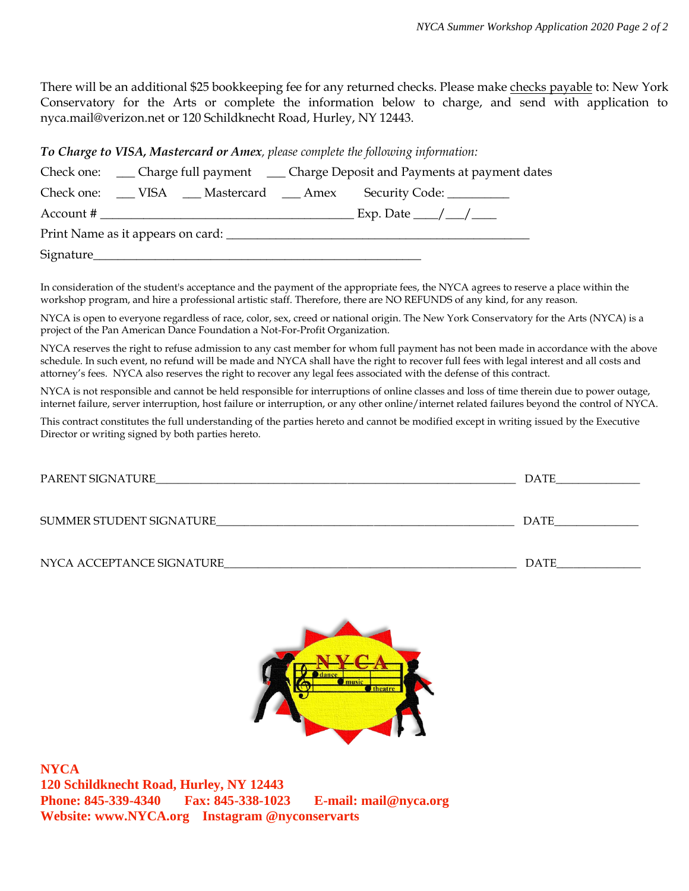There will be an additional $25 bookkeeping fee for any returned checks. Please make checks payable to: New York Conservatory for the Arts or complete the information below to charge, and send with application to nyca.mail@verizon.net or 120 Schildknecht Road, Hurley, NY 12443.

***To Charge to VISA, Mastercard or Amex**, please complete the following information:*

Check one: ___ Charge full payment ___ Charge Deposit and Payments at payment dates

Check one: ___ VISA ___ Mastercard ___ Amex Security Code: _________

Account # _______________________________________ Exp. Date ____/___/____

Print Name as it appears on card: _______________________________________________

Signature__________________________________________________

In consideration of the student's acceptance and the payment of the appropriate fees, the NYCA agrees to reserve a place within the workshop program, and hire a professional artistic staff. Therefore, there are NO REFUNDS of any kind, for any reason.

NYCA is open to everyone regardless of race, color, sex, creed or national origin. The New York Conservatory for the Arts (NYCA) is a project of the Pan American Dance Foundation a Not-For-Profit Organization.

NYCA reserves the right to refuse admission to any cast member for whom full payment has not been made in accordance with the above schedule. In such event, no refund will be made and NYCA shall have the right to recover full fees with legal interest and all costs and attorney's fees. NYCA also reserves the right to recover any legal fees associated with the defense of this contract.

NYCA is not responsible and cannot be held responsible for interruptions of online classes and loss of time therein due to power outage, internet failure, server interruption, host failure or interruption, or any other online/internet related failures beyond the control of NYCA.

This contract constitutes the full understanding of the parties hereto and cannot be modified except in writing issued by the Executive Director or writing signed by both parties hereto.

PARENT SIGNATURE_______________________________________________________ DATE_____________

SUMMER STUDENT SIGNATURE______________________________________________ DATE_____________

NYCA ACCEPTANCE SIGNATURE_____________________________________________ DATE_____________

**NYCA**
**120 Schildknecht Road, Hurley, NY 12443**
**Phone: 845-339-4340 Fax: 845-338-1023 E-mail: mail@nyca.org**
**Website: www.NYCA.org Instagram @nyconservarts**